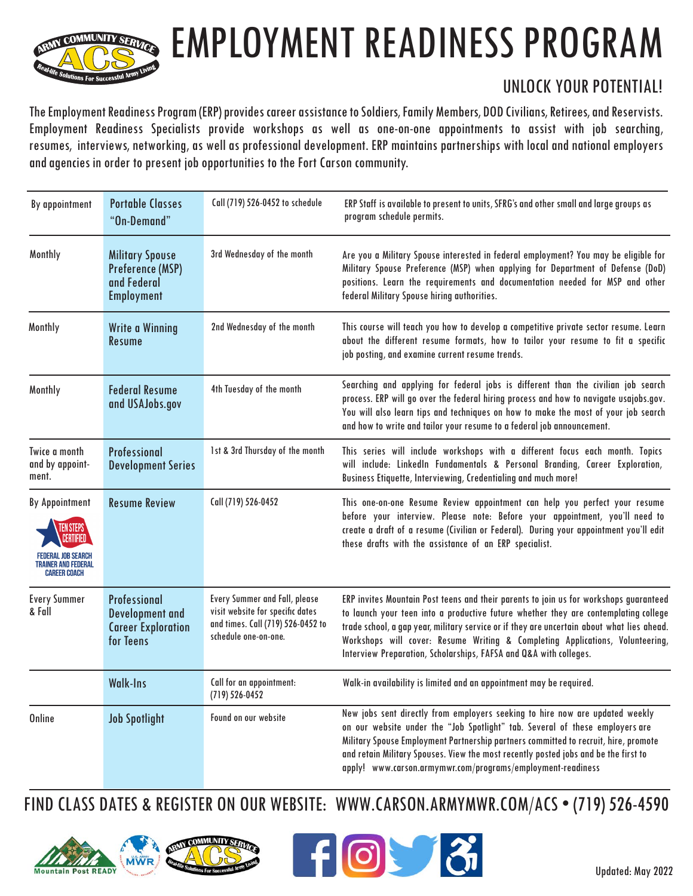# EMPLOYMENT READINESS PROGRAM

## UNLOCK YOUR POTENTIAL!

The Employment Readiness Program (ERP) provides career assistance to Soldiers, Family Members, DOD Civilians, Retirees, and Reservists. Employment Readiness Specialists provide workshops as well as one-on-one appointments to assist with job searching, resumes, interviews, networking, as well as professional development. ERP maintains partnerships with local and national employers and agencies in order to present job opportunities to the Fort Carson community.

| | | | |
|---|---|---|---|
| By appointment | Portable Classes "On-Demand" | Call (719) 526-0452 to schedule | ERP Staff is available to present to units, SFRG's and other small and large groups as program schedule permits. |
| Monthly | Military Spouse Preference (MSP) and Federal Employment | 3rd Wednesday of the month | Are you a Military Spouse interested in federal employment? You may be eligible for Military Spouse Preference (MSP) when applying for Department of Defense (DoD) positions. Learn the requirements and documentation needed for MSP and other federal Military Spouse hiring authorities. |
| Monthly | Write a Winning Resume | 2nd Wednesday of the month | This course will teach you how to develop a competitive private sector resume. Learn about the different resume formats, how to tailor your resume to fit a specific job posting, and examine current resume trends. |
| Monthly | Federal Resume and USAJobs.gov | 4th Tuesday of the month | Searching and applying for federal jobs is different than the civilian job search process. ERP will go over the federal hiring process and how to navigate usajobs.gov. You will also learn tips and techniques on how to make the most of your job search and how to write and tailor your resume to a federal job announcement. |
| Twice a month and by appointment. | Professional Development Series | 1st & 3rd Thursday of the month | This series will include workshops with a different focus each month. Topics will include: LinkedIn Fundamentals & Personal Branding, Career Exploration, Business Etiquette, Interviewing, Credentialing and much more! |
| By Appointment<br>TEN STEPS CERTIFIED<br>FEDERAL JOB SEARCH TRAINER AND FEDERAL CAREER COACH | Resume Review | Call (719) 526-0452 | This one-on-one Resume Review appointment can help you perfect your resume before your interview. Please note: Before your appointment, you'll need to create a draft of a resume (Civilian or Federal). During your appointment you'll edit these drafts with the assistance of an ERP specialist. |
| Every Summer & Fall | Professional Development and Career Exploration for Teens | Every Summer and Fall, please visit website for specific dates and times. Call (719) 526-0452 to schedule one-on-one. | ERP invites Mountain Post teens and their parents to join us for workshops guaranteed to launch your teen into a productive future whether they are contemplating college trade school, a gap year, military service or if they are uncertain about what lies ahead. Workshops will cover: Resume Writing & Completing Applications, Volunteering, Interview Preparation, Scholarships, FAFSA and Q&A with colleges. |
| | Walk-Ins | Call for an appointment: (719) 526-0452 | Walk-in availability is limited and an appointment may be required. |
| Online | Job Spotlight | Found on our website | New jobs sent directly from employers seeking to hire now are updated weekly on our website under the "Job Spotlight" tab. Several of these employers are Military Spouse Employment Partnership partners committed to recruit, hire, promote and retain Military Spouses. View the most recently posted jobs and be the first to apply! www.carson.armymwr.com/programs/employment-readiness |

FIND CLASS DATES & REGISTER ON OUR WEBSITE: WWW.CARSON.ARMYMWR.COM/ACS • (719) 526-4590

Updated: May 2022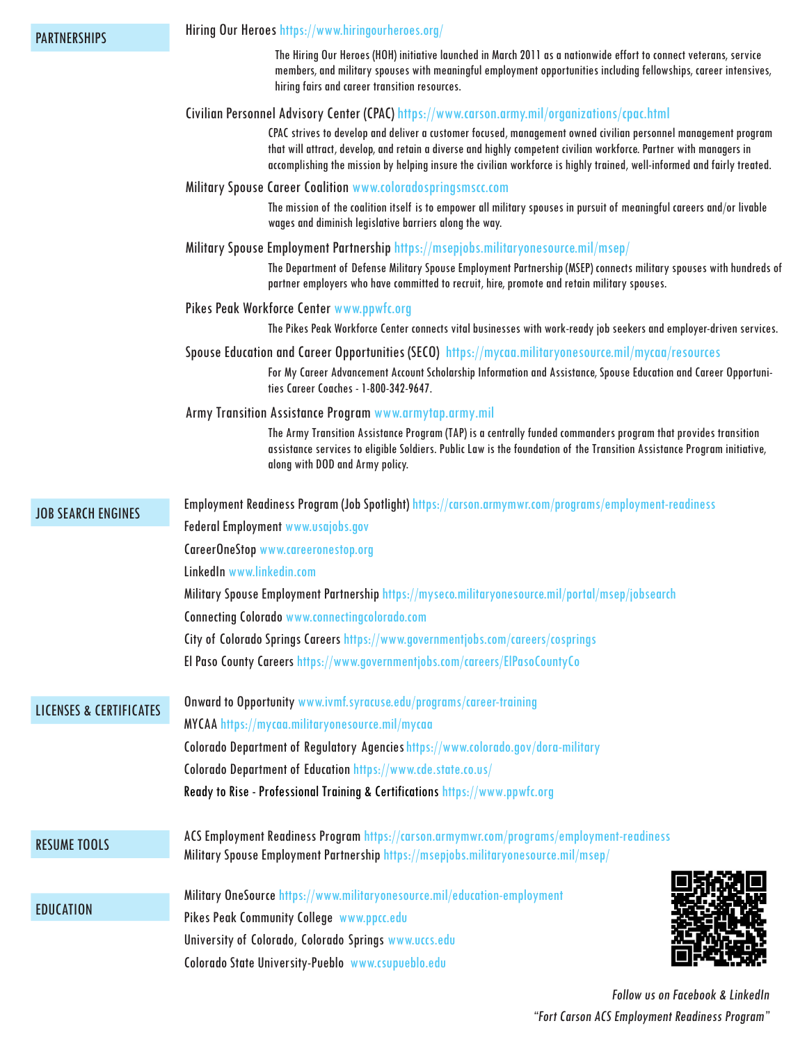## PARTNERSHIPS

**Hiring Our Heroes** https://www.hiringourheroes.org/

The Hiring Our Heroes (HOH) initiative launched in March 2011 as a nationwide effort to connect veterans, service members, and military spouses with meaningful employment opportunities including fellowships, career intensives, hiring fairs and career transition resources.

**Civilian Personnel Advisory Center (CPAC)** https://www.carson.army.mil/organizations/cpac.html

CPAC strives to develop and deliver a customer focused, management owned civilian personnel management program that will attract, develop, and retain a diverse and highly competent civilian workforce. Partner with managers in accomplishing the mission by helping insure the civilian workforce is highly trained, well-informed and fairly treated.

**Military Spouse Career Coalition** www.coloradospringsmscc.com

The mission of the coalition itself is to empower all military spouses in pursuit of meaningful careers and/or livable wages and diminish legislative barriers along the way.

**Military Spouse Employment Partnership** https://msepjobs.militaryonesource.mil/msep/

The Department of Defense Military Spouse Employment Partnership (MSEP) connects military spouses with hundreds of partner employers who have committed to recruit, hire, promote and retain military spouses.

**Pikes Peak Workforce Center** www.ppwfc.org

The Pikes Peak Workforce Center connects vital businesses with work-ready job seekers and employer-driven services.

**Spouse Education and Career Opportunities (SECO)** https://mycaa.militaryonesource.mil/mycaa/resources

For My Career Advancement Account Scholarship Information and Assistance, Spouse Education and Career Opportunities Career Coaches - 1-800-342-9647.

**Army Transition Assistance Program** www.armytap.army.mil

The Army Transition Assistance Program (TAP) is a centrally funded commanders program that provides transition assistance services to eligible Soldiers. Public Law is the foundation of the Transition Assistance Program initiative, along with DOD and Army policy.

## JOB SEARCH ENGINES

- Employment Readiness Program (Job Spotlight) https://carson.armymwr.com/programs/employment-readiness
- Federal Employment www.usajobs.gov
- CareerOneStop www.careeronestop.org
- LinkedIn www.linkedin.com
- Military Spouse Employment Partnership https://myseco.militaryonesource.mil/portal/msep/jobsearch
- Connecting Colorado www.connectingcolorado.com
- City of Colorado Springs Careers https://www.governmentjobs.com/careers/cosprings
- El Paso County Careers https://www.governmentjobs.com/careers/ElPasoCountyCo

## LICENSES & CERTIFICATES

- Onward to Opportunity www.ivmf.syracuse.edu/programs/career-training
- MYCAA https://mycaa.militaryonesource.mil/mycaa
- Colorado Department of Regulatory Agencies https://www.colorado.gov/dora-military
- Colorado Department of Education https://www.cde.state.co.us/
- Ready to Rise - Professional Training & Certifications https://www.ppwfc.org

## RESUME TOOLS

- ACS Employment Readiness Program https://carson.armymwr.com/programs/employment-readiness
- Military Spouse Employment Partnership https://msepjobs.militaryonesource.mil/msep/

## EDUCATION

- Military OneSource https://www.militaryonesource.mil/education-employment
- Pikes Peak Community College www.ppcc.edu
- University of Colorado, Colorado Springs www.uccs.edu
- Colorado State University-Pueblo www.csupueblo.edu

*Follow us on Facebook & LinkedIn*

*"Fort Carson ACS Employment Readiness Program"*